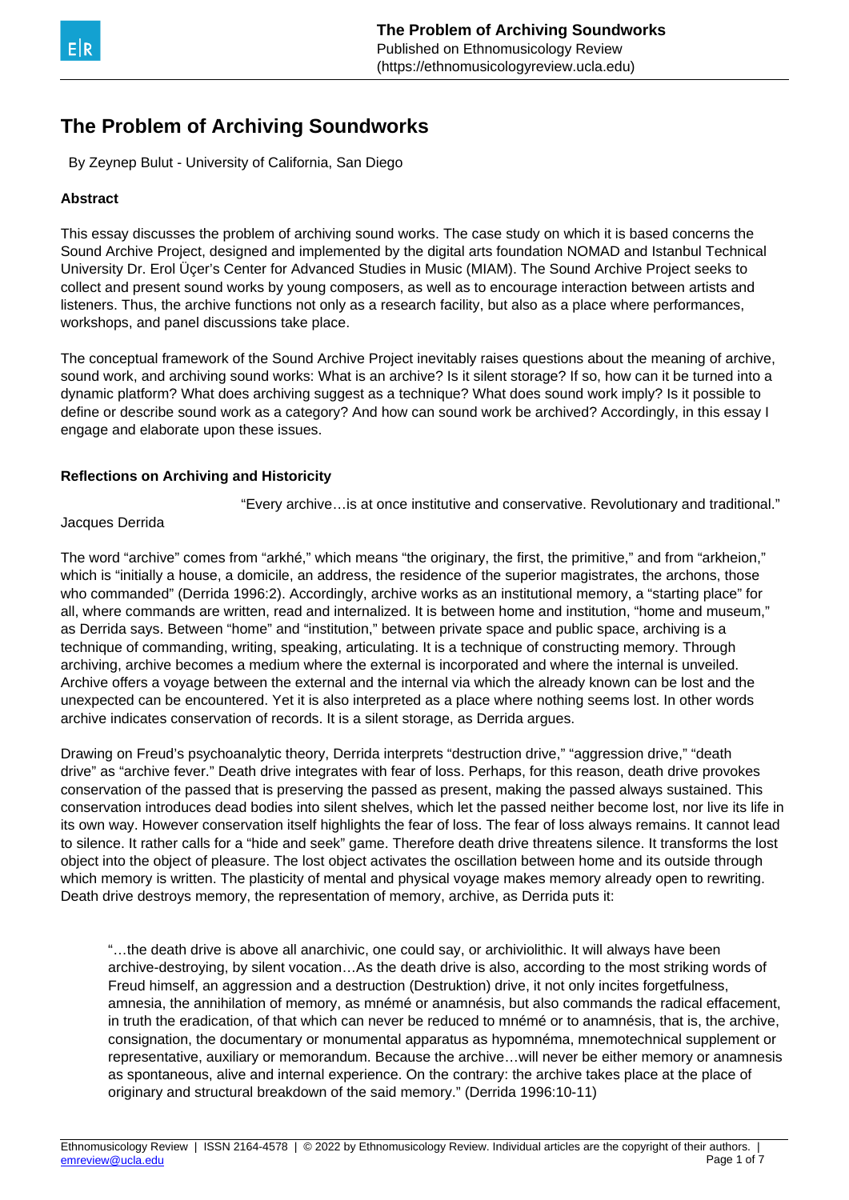# The Problem of Archiving Soundworks

By Zeynep Bulut - University of California, San Diego

**Abstract**

This essay discusses the problem of archiving sound works. The case study on which it is based concerns the Sound Archive Project, designed and implemented by the digital arts foundation NOMAD and Istanbul Technical University Dr. Erol Üçer's Center for Advanced Studies in Music (MIAM). The Sound Archive Project seeks to collect and present sound works by young composers, as well as to encourage interaction between artists and listeners. Thus, the archive functions not only as a research facility, but also as a place where performances, workshops, and panel discussions take place.

The conceptual framework of the Sound Archive Project inevitably raises questions about the meaning of archive, sound work, and archiving sound works: What is an archive? Is it silent storage? If so, how can it be turned into a dynamic platform? What does archiving suggest as a technique? What does sound work imply? Is it possible to define or describe sound work as a category? And how can sound work be archived? Accordingly, in this essay I engage and elaborate upon these issues.

**Reflections on Archiving and Historicity**

"Every archive…is at once institutive and conservative. Revolutionary and traditional."

Jacques Derrida

The word "archive" comes from "arkhé," which means "the originary, the first, the primitive," and from "arkheion," which is "initially a house, a domicile, an address, the residence of the superior magistrates, the archons, those who commanded" (Derrida 1996:2). Accordingly, archive works as an institutional memory, a "starting place" for all, where commands are written, read and internalized. It is between home and institution, "home and museum," as Derrida says. Between "home" and "institution," between private space and public space, archiving is a technique of commanding, writing, speaking, articulating. It is a technique of constructing memory. Through archiving, archive becomes a medium where the external is incorporated and where the internal is unveiled. Archive offers a voyage between the external and the internal via which the already known can be lost and the unexpected can be encountered. Yet it is also interpreted as a place where nothing seems lost. In other words archive indicates conservation of records. It is a silent storage, as Derrida argues.

Drawing on Freud's psychoanalytic theory, Derrida interprets "destruction drive," "aggression drive," "death drive" as "archive fever." Death drive integrates with fear of loss. Perhaps, for this reason, death drive provokes conservation of the passed that is preserving the passed as present, making the passed always sustained. This conservation introduces dead bodies into silent shelves, which let the passed neither become lost, nor live its life in its own way. However conservation itself highlights the fear of loss. The fear of loss always remains. It cannot lead to silence. It rather calls for a "hide and seek" game. Therefore death drive threatens silence. It transforms the lost object into the object of pleasure. The lost object activates the oscillation between home and its outside through which memory is written. The plasticity of mental and physical voyage makes memory already open to rewriting. Death drive destroys memory, the representation of memory, archive, as Derrida puts it:

> "…the death drive is above all anarchivic, one could say, or archiviolithic. It will always have been archive-destroying, by silent vocation…As the death drive is also, according to the most striking words of Freud himself, an aggression and a destruction (Destruktion) drive, it not only incites forgetfulness, amnesia, the annihilation of memory, as mnémé or anamnésis, but also commands the radical effacement, in truth the eradication, of that which can never be reduced to mnémé or to anamnésis, that is, the archive, consignation, the documentary or monumental apparatus as hypomnéma, mnemotechnical supplement or representative, auxiliary or memorandum. Because the archive…will never be either memory or anamnesis as spontaneous, alive and internal experience. On the contrary: the archive takes place at the place of originary and structural breakdown of the said memory." (Derrida 1996:10-11)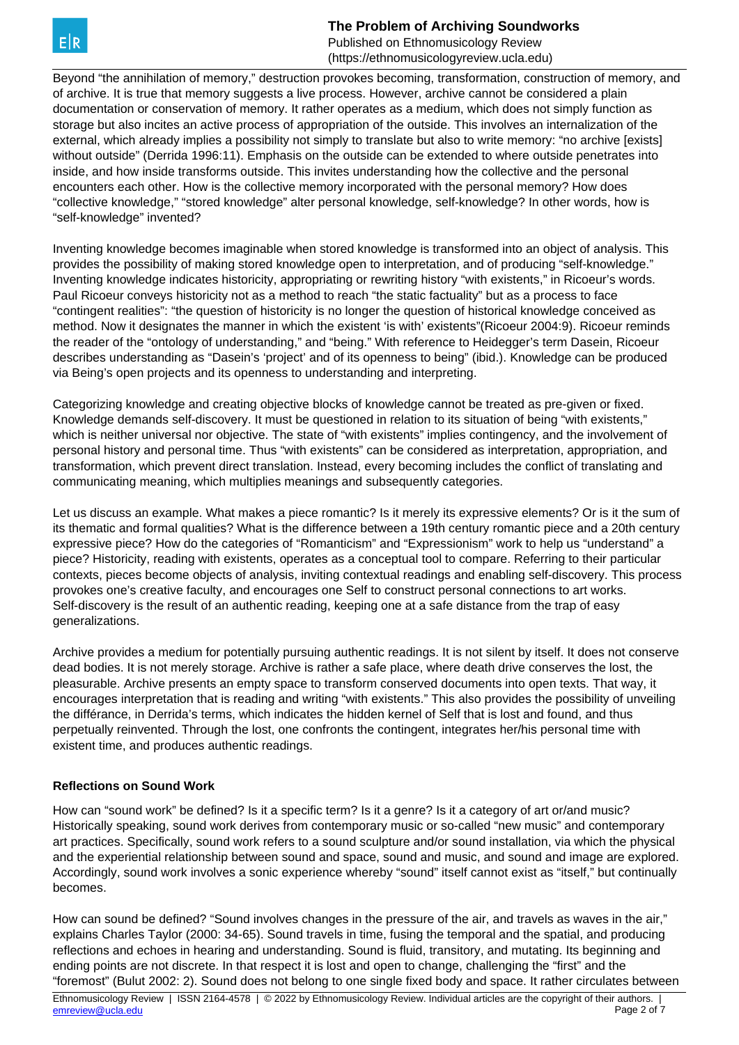Beyond "the annihilation of memory," destruction provokes becoming, transformation, construction of memory, and of archive. It is true that memory suggests a live process. However, archive cannot be considered a plain documentation or conservation of memory. It rather operates as a medium, which does not simply function as storage but also incites an active process of appropriation of the outside. This involves an internalization of the external, which already implies a possibility not simply to translate but also to write memory: "no archive [exists] without outside" (Derrida 1996:11). Emphasis on the outside can be extended to where outside penetrates into inside, and how inside transforms outside. This invites understanding how the collective and the personal encounters each other. How is the collective memory incorporated with the personal memory? How does "collective knowledge," "stored knowledge" alter personal knowledge, self-knowledge? In other words, how is "self-knowledge" invented?

Inventing knowledge becomes imaginable when stored knowledge is transformed into an object of analysis. This provides the possibility of making stored knowledge open to interpretation, and of producing "self-knowledge." Inventing knowledge indicates historicity, appropriating or rewriting history "with existents," in Ricoeur's words. Paul Ricoeur conveys historicity not as a method to reach "the static factuality" but as a process to face "contingent realities": "the question of historicity is no longer the question of historical knowledge conceived as method. Now it designates the manner in which the existent 'is with' existents"(Ricoeur 2004:9). Ricoeur reminds the reader of the "ontology of understanding," and "being." With reference to Heidegger's term Dasein, Ricoeur describes understanding as "Dasein's 'project' and of its openness to being" (ibid.). Knowledge can be produced via Being's open projects and its openness to understanding and interpreting.

Categorizing knowledge and creating objective blocks of knowledge cannot be treated as pre-given or fixed. Knowledge demands self-discovery. It must be questioned in relation to its situation of being "with existents," which is neither universal nor objective. The state of "with existents" implies contingency, and the involvement of personal history and personal time. Thus "with existents" can be considered as interpretation, appropriation, and transformation, which prevent direct translation. Instead, every becoming includes the conflict of translating and communicating meaning, which multiplies meanings and subsequently categories.

Let us discuss an example. What makes a piece romantic? Is it merely its expressive elements? Or is it the sum of its thematic and formal qualities? What is the difference between a 19th century romantic piece and a 20th century expressive piece? How do the categories of "Romanticism" and "Expressionism" work to help us "understand" a piece? Historicity, reading with existents, operates as a conceptual tool to compare. Referring to their particular contexts, pieces become objects of analysis, inviting contextual readings and enabling self-discovery. This process provokes one's creative faculty, and encourages one Self to construct personal connections to art works. Self-discovery is the result of an authentic reading, keeping one at a safe distance from the trap of easy generalizations.

Archive provides a medium for potentially pursuing authentic readings. It is not silent by itself. It does not conserve dead bodies. It is not merely storage. Archive is rather a safe place, where death drive conserves the lost, the pleasurable. Archive presents an empty space to transform conserved documents into open texts. That way, it encourages interpretation that is reading and writing "with existents." This also provides the possibility of unveiling the différance, in Derrida's terms, which indicates the hidden kernel of Self that is lost and found, and thus perpetually reinvented. Through the lost, one confronts the contingent, integrates her/his personal time with existent time, and produces authentic readings.

**Reflections on Sound Work**

How can "sound work" be defined? Is it a specific term? Is it a genre? Is it a category of art or/and music? Historically speaking, sound work derives from contemporary music or so-called "new music" and contemporary art practices. Specifically, sound work refers to a sound sculpture and/or sound installation, via which the physical and the experiential relationship between sound and space, sound and music, and sound and image are explored. Accordingly, sound work involves a sonic experience whereby "sound" itself cannot exist as "itself," but continually becomes.

How can sound be defined? "Sound involves changes in the pressure of the air, and travels as waves in the air," explains Charles Taylor (2000: 34-65). Sound travels in time, fusing the temporal and the spatial, and producing reflections and echoes in hearing and understanding. Sound is fluid, transitory, and mutating. Its beginning and ending points are not discrete. In that respect it is lost and open to change, challenging the "first" and the "foremost" (Bulut 2002: 2). Sound does not belong to one single fixed body and space. It rather circulates between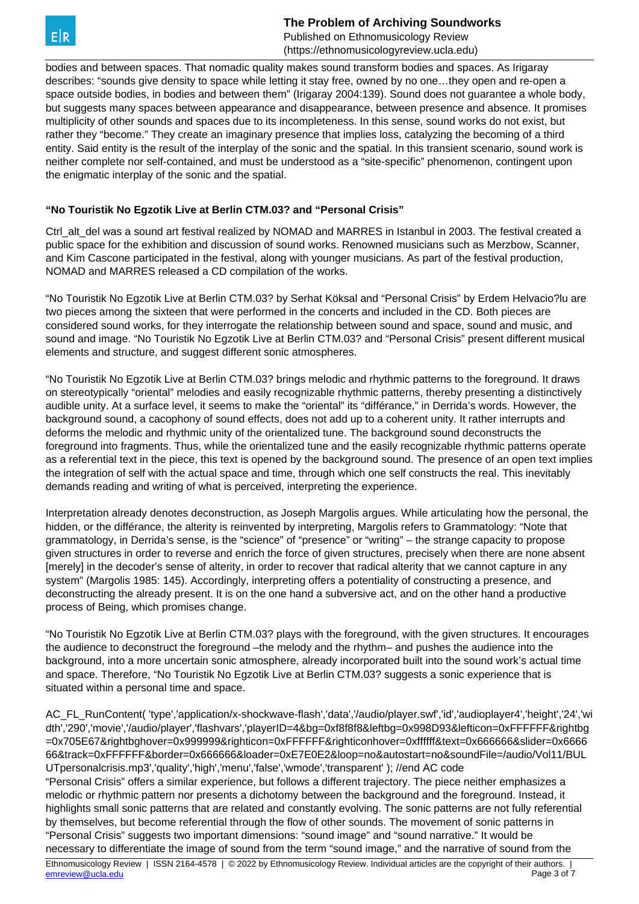bodies and between spaces. That nomadic quality makes sound transform bodies and spaces. As Irigaray describes: "sounds give density to space while letting it stay free, owned by no one…they open and re-open a space outside bodies, in bodies and between them" (Irigaray 2004:139). Sound does not guarantee a whole body, but suggests many spaces between appearance and disappearance, between presence and absence. It promises multiplicity of other sounds and spaces due to its incompleteness. In this sense, sound works do not exist, but rather they "become." They create an imaginary presence that implies loss, catalyzing the becoming of a third entity. Said entity is the result of the interplay of the sonic and the spatial. In this transient scenario, sound work is neither complete nor self-contained, and must be understood as a "site-specific" phenomenon, contingent upon the enigmatic interplay of the sonic and the spatial.

### "No Touristik No Egzotik Live at Berlin CTM.03? and "Personal Crisis"

Ctrl_alt_del was a sound art festival realized by NOMAD and MARRES in Istanbul in 2003. The festival created a public space for the exhibition and discussion of sound works. Renowned musicians such as Merzbow, Scanner, and Kim Cascone participated in the festival, along with younger musicians. As part of the festival production, NOMAD and MARRES released a CD compilation of the works.

"No Touristik No Egzotik Live at Berlin CTM.03? by Serhat Köksal and "Personal Crisis" by Erdem Helvacio?lu are two pieces among the sixteen that were performed in the concerts and included in the CD. Both pieces are considered sound works, for they interrogate the relationship between sound and space, sound and music, and sound and image. "No Touristik No Egzotik Live at Berlin CTM.03? and "Personal Crisis" present different musical elements and structure, and suggest different sonic atmospheres.

"No Touristik No Egzotik Live at Berlin CTM.03? brings melodic and rhythmic patterns to the foreground. It draws on stereotypically "oriental" melodies and easily recognizable rhythmic patterns, thereby presenting a distinctively audible unity. At a surface level, it seems to make the "oriental" its "différance," in Derrida's words. However, the background sound, a cacophony of sound effects, does not add up to a coherent unity. It rather interrupts and deforms the melodic and rhythmic unity of the orientalized tune. The background sound deconstructs the foreground into fragments. Thus, while the orientalized tune and the easily recognizable rhythmic patterns operate as a referential text in the piece, this text is opened by the background sound. The presence of an open text implies the integration of self with the actual space and time, through which one self constructs the real. This inevitably demands reading and writing of what is perceived, interpreting the experience.

Interpretation already denotes deconstruction, as Joseph Margolis argues. While articulating how the personal, the hidden, or the différance, the alterity is reinvented by interpreting, Margolis refers to Grammatology: "Note that grammatology, in Derrida's sense, is the "science" of "presence" or "writing" – the strange capacity to propose given structures in order to reverse and enrich the force of given structures, precisely when there are none absent [merely] in the decoder's sense of alterity, in order to recover that radical alterity that we cannot capture in any system" (Margolis 1985: 145). Accordingly, interpreting offers a potentiality of constructing a presence, and deconstructing the already present. It is on the one hand a subversive act, and on the other hand a productive process of Being, which promises change.

"No Touristik No Egzotik Live at Berlin CTM.03? plays with the foreground, with the given structures. It encourages the audience to deconstruct the foreground –the melody and the rhythm– and pushes the audience into the background, into a more uncertain sonic atmosphere, already incorporated built into the sound work's actual time and space. Therefore, "No Touristik No Egzotik Live at Berlin CTM.03? suggests a sonic experience that is situated within a personal time and space.

AC_FL_RunContent( 'type','application/x-shockwave-flash','data','/audio/player.swf','id','audioplayer4','height','24','width','290','movie','/audio/player','flashvars','playerID=4&bg=0xf8f8f8&leftbg=0x998D93&lefticon=0xFFFFFF&rightbg=0x705E67&rightbghover=0x999999&righticon=0xFFFFFF&righticonhover=0xffffff&text=0x666666&slider=0x666666&track=0xFFFFFF&border=0x666666&loader=0xE7E0E2&loop=no&autostart=no&soundFile=/audio/Vol11/BULUTpersonalcrisis.mp3','quality','high','menu','false','wmode','transparent' ); //end AC code

"Personal Crisis" offers a similar experience, but follows a different trajectory. The piece neither emphasizes a melodic or rhythmic pattern nor presents a dichotomy between the background and the foreground. Instead, it highlights small sonic patterns that are related and constantly evolving. The sonic patterns are not fully referential by themselves, but become referential through the flow of other sounds. The movement of sonic patterns in "Personal Crisis" suggests two important dimensions: "sound image" and "sound narrative." It would be necessary to differentiate the image of sound from the term "sound image," and the narrative of sound from the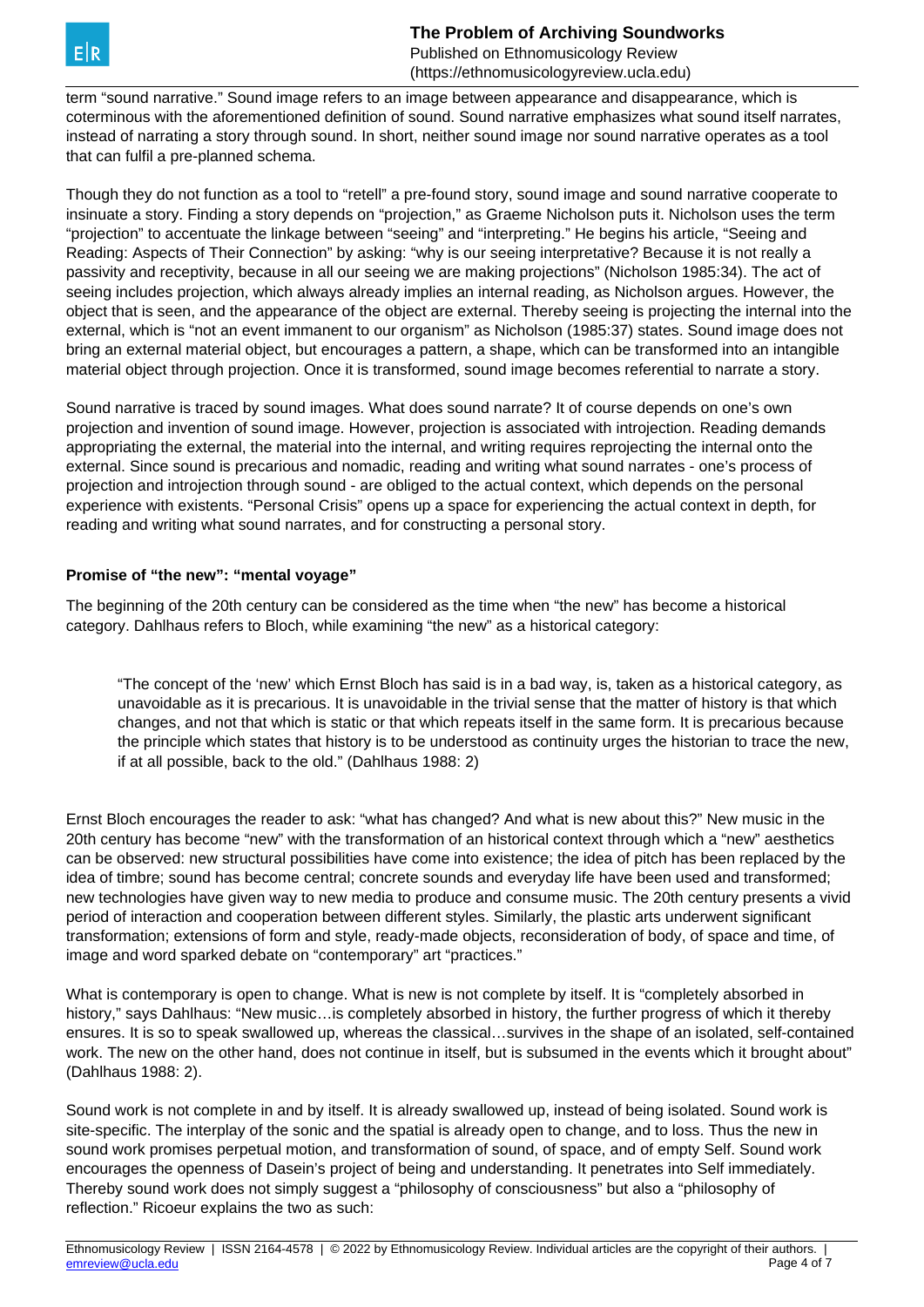term "sound narrative." Sound image refers to an image between appearance and disappearance, which is coterminous with the aforementioned definition of sound. Sound narrative emphasizes what sound itself narrates, instead of narrating a story through sound. In short, neither sound image nor sound narrative operates as a tool that can fulfil a pre-planned schema.

Though they do not function as a tool to "retell" a pre-found story, sound image and sound narrative cooperate to insinuate a story. Finding a story depends on "projection," as Graeme Nicholson puts it. Nicholson uses the term "projection" to accentuate the linkage between "seeing" and "interpreting." He begins his article, "Seeing and Reading: Aspects of Their Connection" by asking: "why is our seeing interpretative? Because it is not really a passivity and receptivity, because in all our seeing we are making projections" (Nicholson 1985:34). The act of seeing includes projection, which always already implies an internal reading, as Nicholson argues. However, the object that is seen, and the appearance of the object are external. Thereby seeing is projecting the internal into the external, which is "not an event immanent to our organism" as Nicholson (1985:37) states. Sound image does not bring an external material object, but encourages a pattern, a shape, which can be transformed into an intangible material object through projection. Once it is transformed, sound image becomes referential to narrate a story.

Sound narrative is traced by sound images. What does sound narrate? It of course depends on one's own projection and invention of sound image. However, projection is associated with introjection. Reading demands appropriating the external, the material into the internal, and writing requires reprojecting the internal onto the external. Since sound is precarious and nomadic, reading and writing what sound narrates - one's process of projection and introjection through sound - are obliged to the actual context, which depends on the personal experience with existents. "Personal Crisis" opens up a space for experiencing the actual context in depth, for reading and writing what sound narrates, and for constructing a personal story.

**Promise of "the new": "mental voyage"**

The beginning of the 20th century can be considered as the time when "the new" has become a historical category. Dahlhaus refers to Bloch, while examining "the new" as a historical category:

> "The concept of the 'new' which Ernst Bloch has said is in a bad way, is, taken as a historical category, as unavoidable as it is precarious. It is unavoidable in the trivial sense that the matter of history is that which changes, and not that which is static or that which repeats itself in the same form. It is precarious because the principle which states that history is to be understood as continuity urges the historian to trace the new, if at all possible, back to the old." (Dahlhaus 1988: 2)

Ernst Bloch encourages the reader to ask: "what has changed? And what is new about this?" New music in the 20th century has become "new" with the transformation of an historical context through which a "new" aesthetics can be observed: new structural possibilities have come into existence; the idea of pitch has been replaced by the idea of timbre; sound has become central; concrete sounds and everyday life have been used and transformed; new technologies have given way to new media to produce and consume music. The 20th century presents a vivid period of interaction and cooperation between different styles. Similarly, the plastic arts underwent significant transformation; extensions of form and style, ready-made objects, reconsideration of body, of space and time, of image and word sparked debate on "contemporary" art "practices."

What is contemporary is open to change. What is new is not complete by itself. It is "completely absorbed in history," says Dahlhaus: "New music…is completely absorbed in history, the further progress of which it thereby ensures. It is so to speak swallowed up, whereas the classical…survives in the shape of an isolated, self-contained work. The new on the other hand, does not continue in itself, but is subsumed in the events which it brought about" (Dahlhaus 1988: 2).

Sound work is not complete in and by itself. It is already swallowed up, instead of being isolated. Sound work is site-specific. The interplay of the sonic and the spatial is already open to change, and to loss. Thus the new in sound work promises perpetual motion, and transformation of sound, of space, and of empty Self. Sound work encourages the openness of Dasein's project of being and understanding. It penetrates into Self immediately. Thereby sound work does not simply suggest a "philosophy of consciousness" but also a "philosophy of reflection." Ricoeur explains the two as such: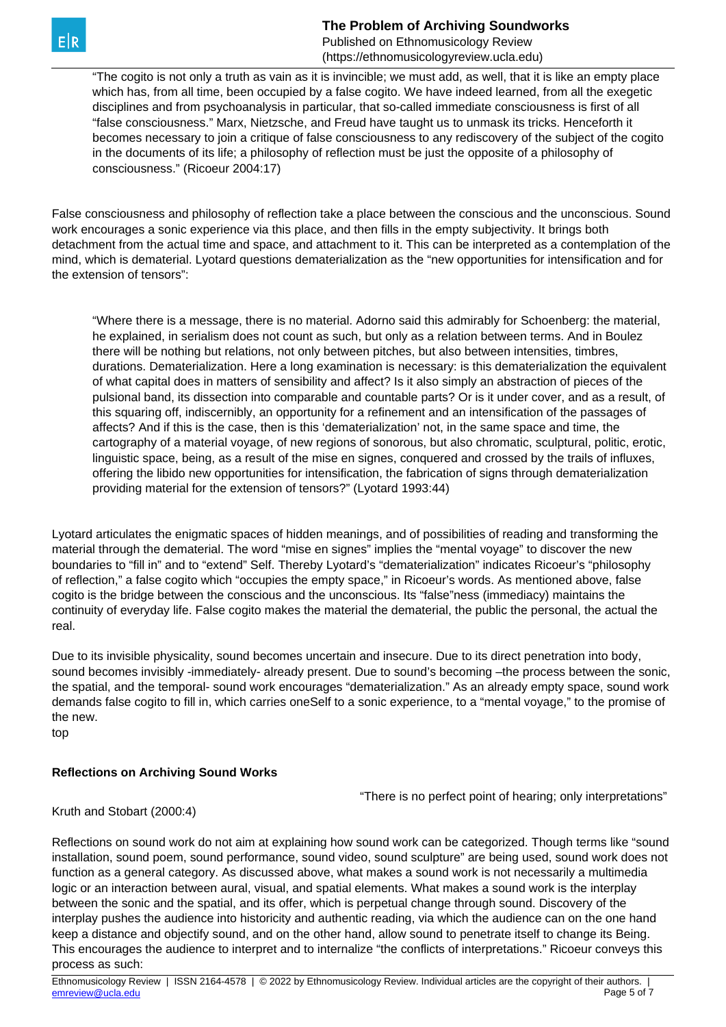> "The cogito is not only a truth as vain as it is invincible; we must add, as well, that it is like an empty place which has, from all time, been occupied by a false cogito. We have indeed learned, from all the exegetic disciplines and from psychoanalysis in particular, that so-called immediate consciousness is first of all "false consciousness." Marx, Nietzsche, and Freud have taught us to unmask its tricks. Henceforth it becomes necessary to join a critique of false consciousness to any rediscovery of the subject of the cogito in the documents of its life; a philosophy of reflection must be just the opposite of a philosophy of consciousness." (Ricoeur 2004:17)

False consciousness and philosophy of reflection take a place between the conscious and the unconscious. Sound work encourages a sonic experience via this place, and then fills in the empty subjectivity. It brings both detachment from the actual time and space, and attachment to it. This can be interpreted as a contemplation of the mind, which is dematerial. Lyotard questions dematerialization as the "new opportunities for intensification and for the extension of tensors":

> "Where there is a message, there is no material. Adorno said this admirably for Schoenberg: the material, he explained, in serialism does not count as such, but only as a relation between terms. And in Boulez there will be nothing but relations, not only between pitches, but also between intensities, timbres, durations. Dematerialization. Here a long examination is necessary: is this dematerialization the equivalent of what capital does in matters of sensibility and affect? Is it also simply an abstraction of pieces of the pulsional band, its dissection into comparable and countable parts? Or is it under cover, and as a result, of this squaring off, indiscernibly, an opportunity for a refinement and an intensification of the passages of affects? And if this is the case, then is this 'dematerialization' not, in the same space and time, the cartography of a material voyage, of new regions of sonorous, but also chromatic, sculptural, politic, erotic, linguistic space, being, as a result of the mise en signes, conquered and crossed by the trails of influxes, offering the libido new opportunities for intensification, the fabrication of signs through dematerialization providing material for the extension of tensors?" (Lyotard 1993:44)

Lyotard articulates the enigmatic spaces of hidden meanings, and of possibilities of reading and transforming the material through the dematerial. The word "mise en signes" implies the "mental voyage" to discover the new boundaries to "fill in" and to "extend" Self. Thereby Lyotard's "dematerialization" indicates Ricoeur's "philosophy of reflection," a false cogito which "occupies the empty space," in Ricoeur's words. As mentioned above, false cogito is the bridge between the conscious and the unconscious. Its "false"ness (immediacy) maintains the continuity of everyday life. False cogito makes the material the dematerial, the public the personal, the actual the real.

Due to its invisible physicality, sound becomes uncertain and insecure. Due to its direct penetration into body, sound becomes invisibly -immediately- already present. Due to sound's becoming –the process between the sonic, the spatial, and the temporal- sound work encourages "dematerialization." As an already empty space, sound work demands false cogito to fill in, which carries oneSelf to a sonic experience, to a "mental voyage," to the promise of the new.

top

**Reflections on Archiving Sound Works**

"There is no perfect point of hearing; only interpretations"

Kruth and Stobart (2000:4)

Reflections on sound work do not aim at explaining how sound work can be categorized. Though terms like "sound installation, sound poem, sound performance, sound video, sound sculpture" are being used, sound work does not function as a general category. As discussed above, what makes a sound work is not necessarily a multimedia logic or an interaction between aural, visual, and spatial elements. What makes a sound work is the interplay between the sonic and the spatial, and its offer, which is perpetual change through sound. Discovery of the interplay pushes the audience into historicity and authentic reading, via which the audience can on the one hand keep a distance and objectify sound, and on the other hand, allow sound to penetrate itself to change its Being. This encourages the audience to interpret and to internalize "the conflicts of interpretations." Ricoeur conveys this process as such: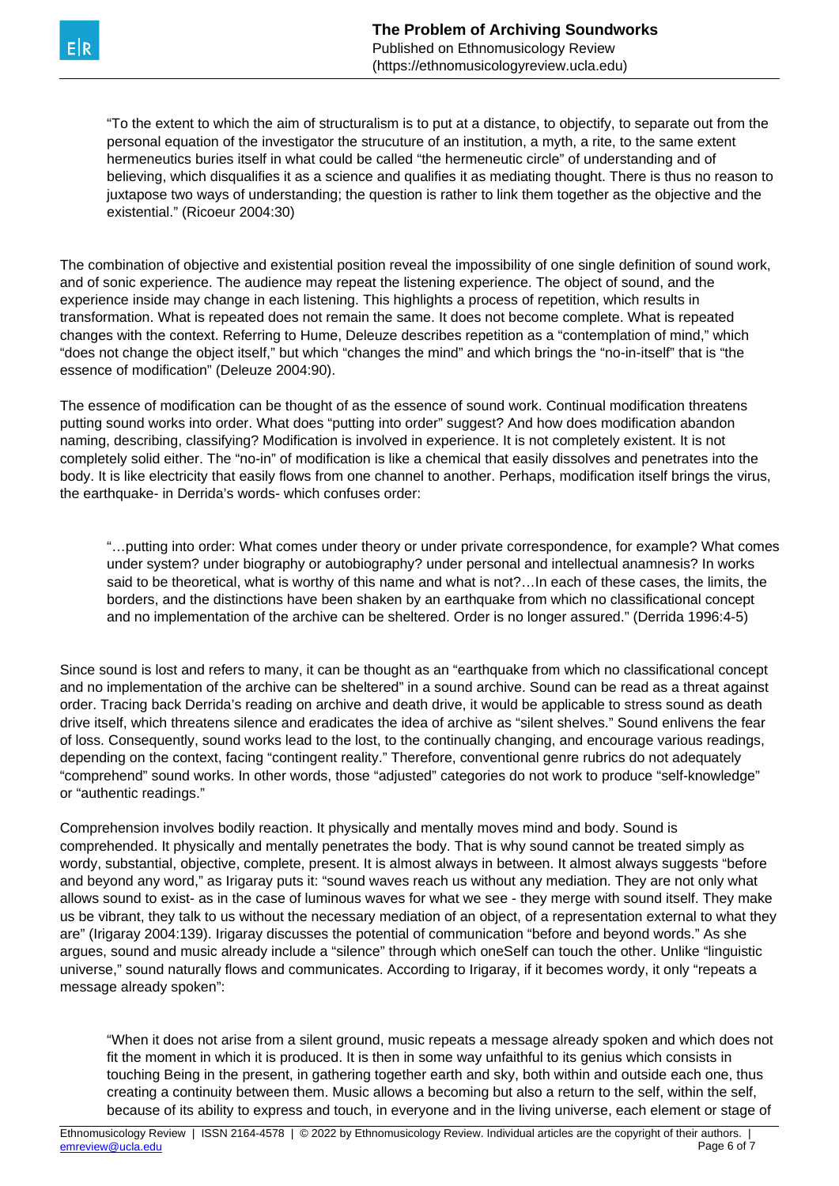> "To the extent to which the aim of structuralism is to put at a distance, to objectify, to separate out from the personal equation of the investigator the strucuture of an institution, a myth, a rite, to the same extent hermeneutics buries itself in what could be called "the hermeneutic circle" of understanding and of believing, which disqualifies it as a science and qualifies it as mediating thought. There is thus no reason to juxtapose two ways of understanding; the question is rather to link them together as the objective and the existential." (Ricoeur 2004:30)

The combination of objective and existential position reveal the impossibility of one single definition of sound work, and of sonic experience. The audience may repeat the listening experience. The object of sound, and the experience inside may change in each listening. This highlights a process of repetition, which results in transformation. What is repeated does not remain the same. It does not become complete. What is repeated changes with the context. Referring to Hume, Deleuze describes repetition as a "contemplation of mind," which "does not change the object itself," but which "changes the mind" and which brings the "no-in-itself" that is "the essence of modification" (Deleuze 2004:90).

The essence of modification can be thought of as the essence of sound work. Continual modification threatens putting sound works into order. What does "putting into order" suggest? And how does modification abandon naming, describing, classifying? Modification is involved in experience. It is not completely existent. It is not completely solid either. The "no-in" of modification is like a chemical that easily dissolves and penetrates into the body. It is like electricity that easily flows from one channel to another. Perhaps, modification itself brings the virus, the earthquake- in Derrida's words- which confuses order:

> "…putting into order: What comes under theory or under private correspondence, for example? What comes under system? under biography or autobiography? under personal and intellectual anamnesis? In works said to be theoretical, what is worthy of this name and what is not?…In each of these cases, the limits, the borders, and the distinctions have been shaken by an earthquake from which no classificational concept and no implementation of the archive can be sheltered. Order is no longer assured." (Derrida 1996:4-5)

Since sound is lost and refers to many, it can be thought as an "earthquake from which no classificational concept and no implementation of the archive can be sheltered" in a sound archive. Sound can be read as a threat against order. Tracing back Derrida's reading on archive and death drive, it would be applicable to stress sound as death drive itself, which threatens silence and eradicates the idea of archive as "silent shelves." Sound enlivens the fear of loss. Consequently, sound works lead to the lost, to the continually changing, and encourage various readings, depending on the context, facing "contingent reality." Therefore, conventional genre rubrics do not adequately "comprehend" sound works. In other words, those "adjusted" categories do not work to produce "self-knowledge" or "authentic readings."

Comprehension involves bodily reaction. It physically and mentally moves mind and body. Sound is comprehended. It physically and mentally penetrates the body. That is why sound cannot be treated simply as wordy, substantial, objective, complete, present. It is almost always in between. It almost always suggests "before and beyond any word," as Irigaray puts it: "sound waves reach us without any mediation. They are not only what allows sound to exist- as in the case of luminous waves for what we see - they merge with sound itself. They make us be vibrant, they talk to us without the necessary mediation of an object, of a representation external to what they are" (Irigaray 2004:139). Irigaray discusses the potential of communication "before and beyond words." As she argues, sound and music already include a "silence" through which oneSelf can touch the other. Unlike "linguistic universe," sound naturally flows and communicates. According to Irigaray, if it becomes wordy, it only "repeats a message already spoken":

> "When it does not arise from a silent ground, music repeats a message already spoken and which does not fit the moment in which it is produced. It is then in some way unfaithful to its genius which consists in touching Being in the present, in gathering together earth and sky, both within and outside each one, thus creating a continuity between them. Music allows a becoming but also a return to the self, within the self, because of its ability to express and touch, in everyone and in the living universe, each element or stage of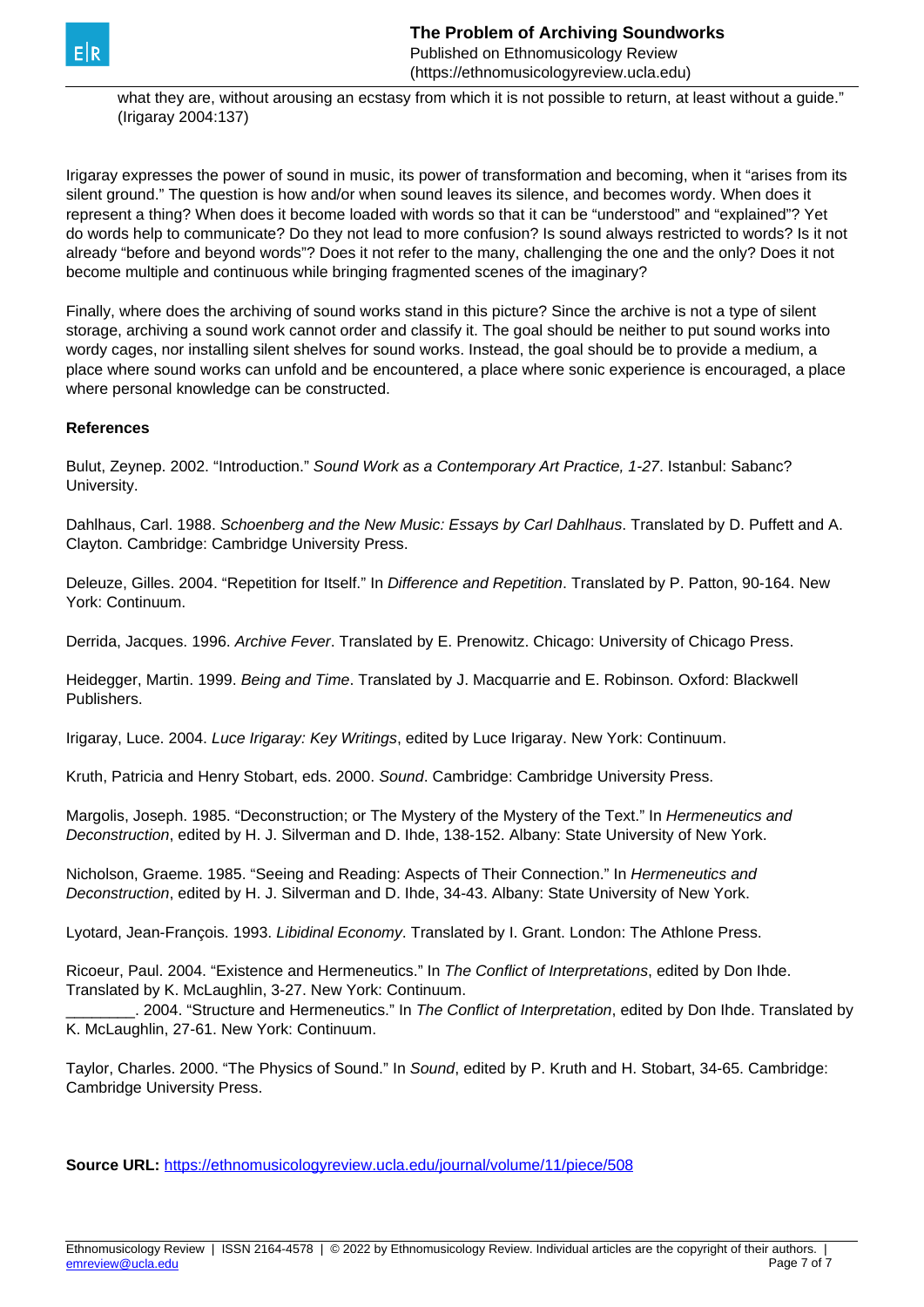what they are, without arousing an ecstasy from which it is not possible to return, at least without a guide." (Irigaray 2004:137)

Irigaray expresses the power of sound in music, its power of transformation and becoming, when it "arises from its silent ground." The question is how and/or when sound leaves its silence, and becomes wordy. When does it represent a thing? When does it become loaded with words so that it can be "understood" and "explained"? Yet do words help to communicate? Do they not lead to more confusion? Is sound always restricted to words? Is it not already "before and beyond words"? Does it not refer to the many, challenging the one and the only? Does it not become multiple and continuous while bringing fragmented scenes of the imaginary?

Finally, where does the archiving of sound works stand in this picture? Since the archive is not a type of silent storage, archiving a sound work cannot order and classify it. The goal should be neither to put sound works into wordy cages, nor installing silent shelves for sound works. Instead, the goal should be to provide a medium, a place where sound works can unfold and be encountered, a place where sonic experience is encouraged, a place where personal knowledge can be constructed.

**References**

Bulut, Zeynep. 2002. "Introduction." *Sound Work as a Contemporary Art Practice, 1-27*. Istanbul: Sabanc? University.

Dahlhaus, Carl. 1988. *Schoenberg and the New Music: Essays by Carl Dahlhaus*. Translated by D. Puffett and A. Clayton. Cambridge: Cambridge University Press.

Deleuze, Gilles. 2004. "Repetition for Itself." In *Difference and Repetition*. Translated by P. Patton, 90-164. New York: Continuum.

Derrida, Jacques. 1996. *Archive Fever*. Translated by E. Prenowitz. Chicago: University of Chicago Press.

Heidegger, Martin. 1999. *Being and Time*. Translated by J. Macquarrie and E. Robinson. Oxford: Blackwell Publishers.

Irigaray, Luce. 2004. *Luce Irigaray: Key Writings*, edited by Luce Irigaray. New York: Continuum.

Kruth, Patricia and Henry Stobart, eds. 2000. *Sound*. Cambridge: Cambridge University Press.

Margolis, Joseph. 1985. "Deconstruction; or The Mystery of the Mystery of the Text." In *Hermeneutics and Deconstruction*, edited by H. J. Silverman and D. Ihde, 138-152. Albany: State University of New York.

Nicholson, Graeme. 1985. "Seeing and Reading: Aspects of Their Connection." In *Hermeneutics and Deconstruction*, edited by H. J. Silverman and D. Ihde, 34-43. Albany: State University of New York.

Lyotard, Jean-François. 1993. *Libidinal Economy*. Translated by I. Grant. London: The Athlone Press.

Ricoeur, Paul. 2004. "Existence and Hermeneutics." In *The Conflict of Interpretations*, edited by Don Ihde. Translated by K. McLaughlin, 3-27. New York: Continuum.
________. 2004. "Structure and Hermeneutics." In *The Conflict of Interpretation*, edited by Don Ihde. Translated by K. McLaughlin, 27-61. New York: Continuum.

Taylor, Charles. 2000. "The Physics of Sound." In *Sound*, edited by P. Kruth and H. Stobart, 34-65. Cambridge: Cambridge University Press.

**Source URL:** https://ethnomusicologyreview.ucla.edu/journal/volume/11/piece/508